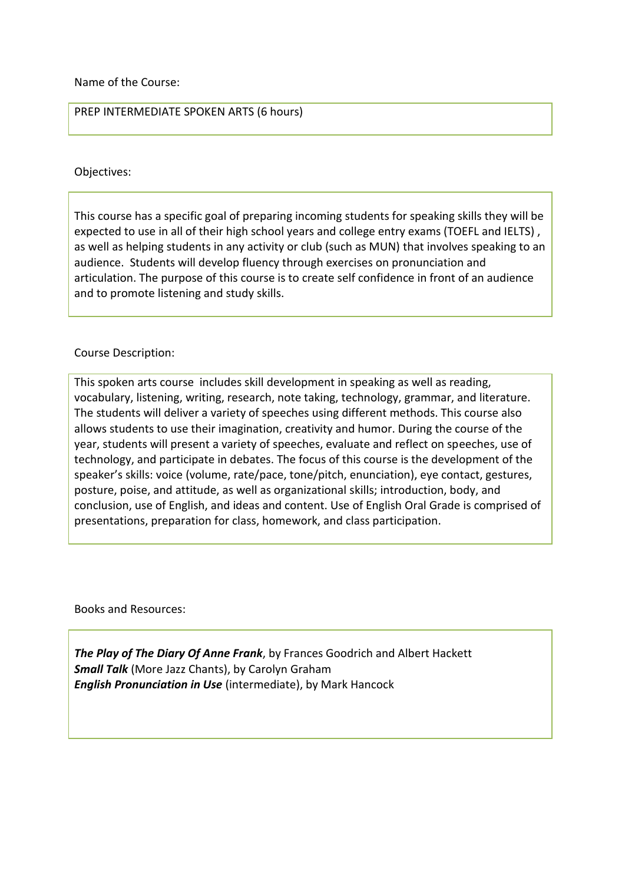Name of the Course:

PREP INTERMEDIATE SPOKEN ARTS (6 hours)

Objectives:

This course has a specific goal of preparing incoming students for speaking skills they will be expected to use in all of their high school years and college entry exams (TOEFL and IELTS) , as well as helping students in any activity or club (such as MUN) that involves speaking to an audience. Students will develop fluency through exercises on pronunciation and articulation. The purpose of this course is to create self confidence in front of an audience and to promote listening and study skills.

Course Description:

This spoken arts course includes skill development in speaking as well as reading, vocabulary, listening, writing, research, note taking, technology, grammar, and literature. The students will deliver a variety of speeches using different methods. This course also allows students to use their imagination, creativity and humor. During the course of the year, students will present a variety of speeches, evaluate and reflect on speeches, use of technology, and participate in debates. The focus of this course is the development of the speaker's skills: voice (volume, rate/pace, tone/pitch, enunciation), eye contact, gestures, posture, poise, and attitude, as well as organizational skills; introduction, body, and conclusion, use of English, and ideas and content. Use of English Oral Grade is comprised of presentations, preparation for class, homework, and class participation.

Books and Resources:

***The Play of The Diary Of Anne Frank***, by Frances Goodrich and Albert Hackett
***Small Talk*** (More Jazz Chants), by Carolyn Graham
***English Pronunciation in Use*** (intermediate), by Mark Hancock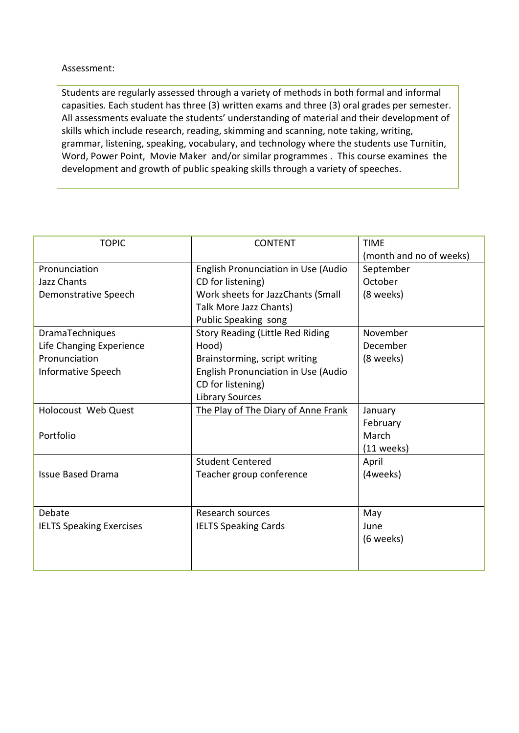Assessment:

Students are regularly assessed through a variety of methods in both formal and informal capasities. Each student has three (3) written exams and three (3) oral grades per semester. All assessments evaluate the students' understanding of material and their development of skills which include research, reading, skimming and scanning, note taking, writing, grammar, listening, speaking, vocabulary, and technology where the students use Turnitin, Word, Power Point, Movie Maker and/or similar programmes . This course examines the development and growth of public speaking skills through a variety of speeches.

| TOPIC | CONTENT | TIME (month and no of weeks) |
|---|---|---|
| Pronunciation<br>Jazz Chants<br>Demonstrative Speech | English Pronunciation in Use (Audio CD for listening)<br>Work sheets for JazzChants (Small Talk More Jazz Chants)<br>Public Speaking song | September<br>October<br>(8 weeks) |
| DramaTechniques<br>Life Changing Experience<br>Pronunciation<br>Informative Speech | Story Reading (Little Red Riding Hood)<br>Brainstorming, script writing<br>English Pronunciation in Use (Audio CD for listening)<br>Library Sources | November<br>December<br>(8 weeks) |
| Holocoust Web Quest<br><br>Portfolio | The Play of The Diary of Anne Frank | January<br>February<br>March<br>(11 weeks) |
| Issue Based Drama | Student Centered<br>Teacher group conference | April<br>(4weeks) |
| Debate<br>IELTS Speaking Exercises | Research sources<br>IELTS Speaking Cards | May<br>June<br>(6 weeks) |